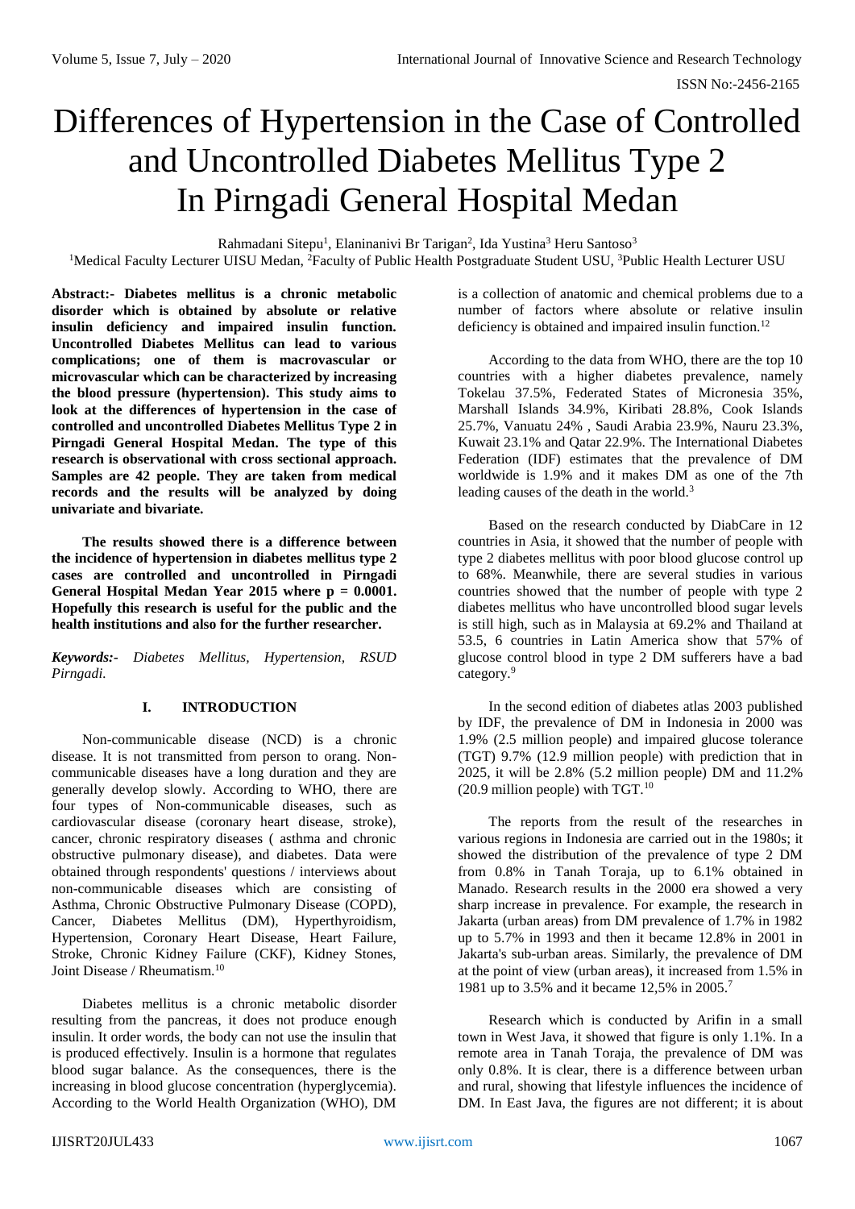# Differences of Hypertension in the Case of Controlled and Uncontrolled Diabetes Mellitus Type 2 In Pirngadi General Hospital Medan

Rahmadani Sitepu[1], Elaninanivi Br Tarigan[2], Ida Yustina[3] Heru Santoso[3]

[1]Medical Faculty Lecturer UISU Medan, [2]Faculty of Public Health Postgraduate Student USU, [3]Public Health Lecturer USU

**Abstract:- Diabetes mellitus is a chronic metabolic disorder which is obtained by absolute or relative insulin deficiency and impaired insulin function. Uncontrolled Diabetes Mellitus can lead to various complications; one of them is macrovascular or microvascular which can be characterized by increasing the blood pressure (hypertension). This study aims to look at the differences of hypertension in the case of controlled and uncontrolled Diabetes Mellitus Type 2 in Pirngadi General Hospital Medan. The type of this research is observational with cross sectional approach. Samples are 42 people. They are taken from medical records and the results will be analyzed by doing univariate and bivariate.**

**The results showed there is a difference between the incidence of hypertension in diabetes mellitus type 2 cases are controlled and uncontrolled in Pirngadi General Hospital Medan Year 2015 where p = 0.0001. Hopefully this research is useful for the public and the health institutions and also for the further researcher.**

***Keywords:-*** *Diabetes Mellitus, Hypertension, RSUD Pirngadi.*

## I. INTRODUCTION

Non-communicable disease (NCD) is a chronic disease. It is not transmitted from person to orang. Non-communicable diseases have a long duration and they are generally develop slowly. According to WHO, there are four types of Non-communicable diseases, such as cardiovascular disease (coronary heart disease, stroke), cancer, chronic respiratory diseases ( asthma and chronic obstructive pulmonary disease), and diabetes. Data were obtained through respondents' questions / interviews about non-communicable diseases which are consisting of Asthma, Chronic Obstructive Pulmonary Disease (COPD), Cancer, Diabetes Mellitus (DM), Hyperthyroidism, Hypertension, Coronary Heart Disease, Heart Failure, Stroke, Chronic Kidney Failure (CKF), Kidney Stones, Joint Disease / Rheumatism.[10]

Diabetes mellitus is a chronic metabolic disorder resulting from the pancreas, it does not produce enough insulin. It order words, the body can not use the insulin that is produced effectively. Insulin is a hormone that regulates blood sugar balance. As the consequences, there is the increasing in blood glucose concentration (hyperglycemia). According to the World Health Organization (WHO), DM is a collection of anatomic and chemical problems due to a number of factors where absolute or relative insulin deficiency is obtained and impaired insulin function.[12]

According to the data from WHO, there are the top 10 countries with a higher diabetes prevalence, namely Tokelau 37.5%, Federated States of Micronesia 35%, Marshall Islands 34.9%, Kiribati 28.8%, Cook Islands 25.7%, Vanuatu 24% , Saudi Arabia 23.9%, Nauru 23.3%, Kuwait 23.1% and Qatar 22.9%. The International Diabetes Federation (IDF) estimates that the prevalence of DM worldwide is 1.9% and it makes DM as one of the 7th leading causes of the death in the world.[3]

Based on the research conducted by DiabCare in 12 countries in Asia, it showed that the number of people with type 2 diabetes mellitus with poor blood glucose control up to 68%. Meanwhile, there are several studies in various countries showed that the number of people with type 2 diabetes mellitus who have uncontrolled blood sugar levels is still high, such as in Malaysia at 69.2% and Thailand at 53.5, 6 countries in Latin America show that 57% of glucose control blood in type 2 DM sufferers have a bad category.[9]

In the second edition of diabetes atlas 2003 published by IDF, the prevalence of DM in Indonesia in 2000 was 1.9% (2.5 million people) and impaired glucose tolerance (TGT) 9.7% (12.9 million people) with prediction that in 2025, it will be 2.8% (5.2 million people) DM and 11.2% (20.9 million people) with TGT.[10]

The reports from the result of the researches in various regions in Indonesia are carried out in the 1980s; it showed the distribution of the prevalence of type 2 DM from 0.8% in Tanah Toraja, up to 6.1% obtained in Manado. Research results in the 2000 era showed a very sharp increase in prevalence. For example, the research in Jakarta (urban areas) from DM prevalence of 1.7% in 1982 up to 5.7% in 1993 and then it became 12.8% in 2001 in Jakarta's sub-urban areas. Similarly, the prevalence of DM at the point of view (urban areas), it increased from 1.5% in 1981 up to 3.5% and it became 12,5% in 2005.[7]

Research which is conducted by Arifin in a small town in West Java, it showed that figure is only 1.1%. In a remote area in Tanah Toraja, the prevalence of DM was only 0.8%. It is clear, there is a difference between urban and rural, showing that lifestyle influences the incidence of DM. In East Java, the figures are not different; it is about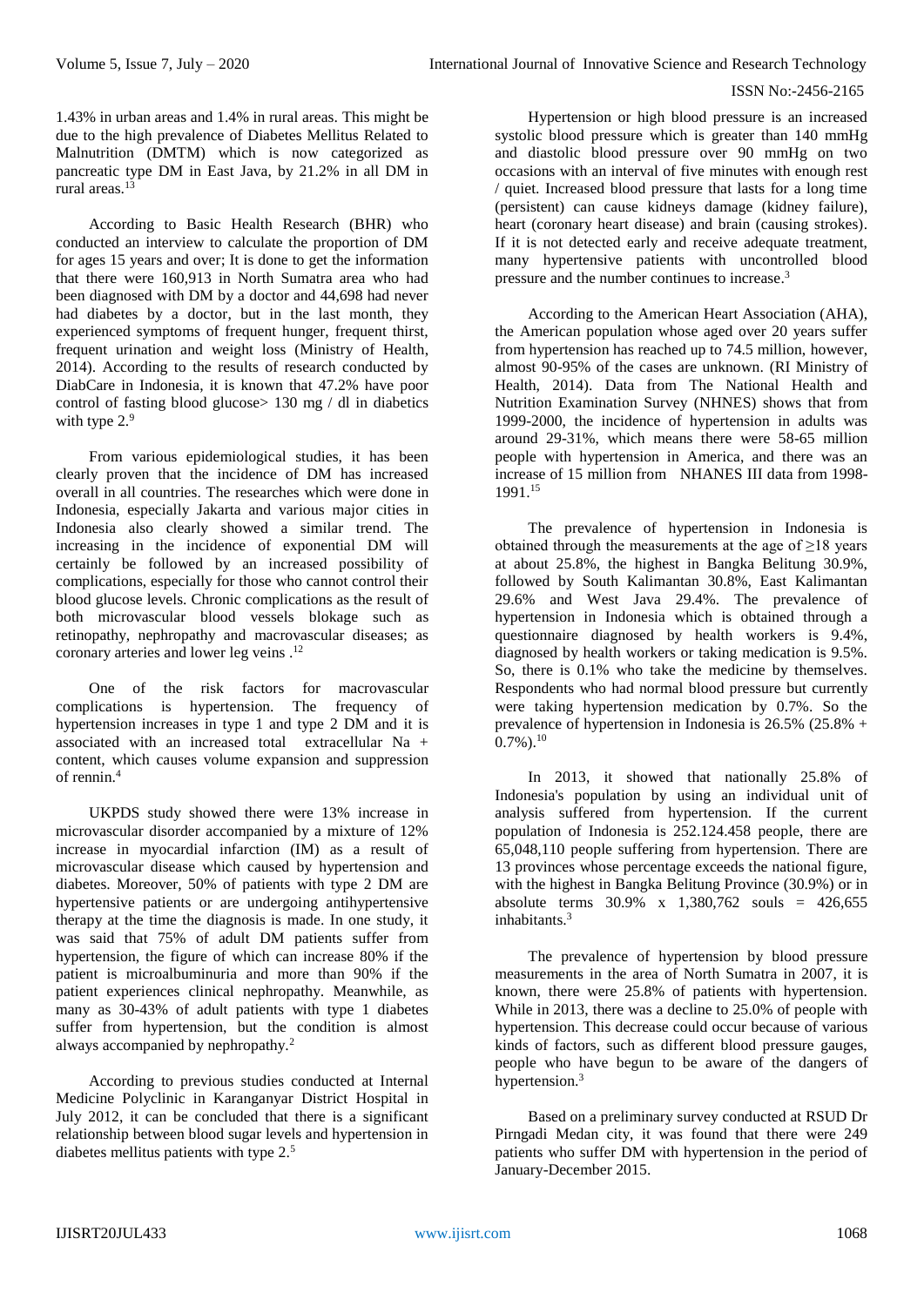1.43% in urban areas and 1.4% in rural areas. This might be due to the high prevalence of Diabetes Mellitus Related to Malnutrition (DMTM) which is now categorized as pancreatic type DM in East Java, by 21.2% in all DM in rural areas.[13]

According to Basic Health Research (BHR) who conducted an interview to calculate the proportion of DM for ages 15 years and over; It is done to get the information that there were 160,913 in North Sumatra area who had been diagnosed with DM by a doctor and 44,698 had never had diabetes by a doctor, but in the last month, they experienced symptoms of frequent hunger, frequent thirst, frequent urination and weight loss (Ministry of Health, 2014). According to the results of research conducted by DiabCare in Indonesia, it is known that 47.2% have poor control of fasting blood glucose> 130 mg / dl in diabetics with type 2.[9]

From various epidemiological studies, it has been clearly proven that the incidence of DM has increased overall in all countries. The researches which were done in Indonesia, especially Jakarta and various major cities in Indonesia also clearly showed a similar trend. The increasing in the incidence of exponential DM will certainly be followed by an increased possibility of complications, especially for those who cannot control their blood glucose levels. Chronic complications as the result of both microvascular blood vessels blokage such as retinopathy, nephropathy and macrovascular diseases; as coronary arteries and lower leg veins .[12]

One of the risk factors for macrovascular complications is hypertension. The frequency of hypertension increases in type 1 and type 2 DM and it is associated with an increased total extracellular Na + content, which causes volume expansion and suppression of rennin.[4]

UKPDS study showed there were 13% increase in microvascular disorder accompanied by a mixture of 12% increase in myocardial infarction (IM) as a result of microvascular disease which caused by hypertension and diabetes. Moreover, 50% of patients with type 2 DM are hypertensive patients or are undergoing antihypertensive therapy at the time the diagnosis is made. In one study, it was said that 75% of adult DM patients suffer from hypertension, the figure of which can increase 80% if the patient is microalbuminuria and more than 90% if the patient experiences clinical nephropathy. Meanwhile, as many as 30-43% of adult patients with type 1 diabetes suffer from hypertension, but the condition is almost always accompanied by nephropathy.[2]

According to previous studies conducted at Internal Medicine Polyclinic in Karanganyar District Hospital in July 2012, it can be concluded that there is a significant relationship between blood sugar levels and hypertension in diabetes mellitus patients with type 2.[5]

Hypertension or high blood pressure is an increased systolic blood pressure which is greater than 140 mmHg and diastolic blood pressure over 90 mmHg on two occasions with an interval of five minutes with enough rest / quiet. Increased blood pressure that lasts for a long time (persistent) can cause kidneys damage (kidney failure), heart (coronary heart disease) and brain (causing strokes). If it is not detected early and receive adequate treatment, many hypertensive patients with uncontrolled blood pressure and the number continues to increase.[3]

According to the American Heart Association (AHA), the American population whose aged over 20 years suffer from hypertension has reached up to 74.5 million, however, almost 90-95% of the cases are unknown. (RI Ministry of Health, 2014). Data from The National Health and Nutrition Examination Survey (NHNES) shows that from 1999-2000, the incidence of hypertension in adults was around 29-31%, which means there were 58-65 million people with hypertension in America, and there was an increase of 15 million from NHANES III data from 1998-1991.[15]

The prevalence of hypertension in Indonesia is obtained through the measurements at the age of ≥18 years at about 25.8%, the highest in Bangka Belitung 30.9%, followed by South Kalimantan 30.8%, East Kalimantan 29.6% and West Java 29.4%. The prevalence of hypertension in Indonesia which is obtained through a questionnaire diagnosed by health workers is 9.4%, diagnosed by health workers or taking medication is 9.5%. So, there is 0.1% who take the medicine by themselves. Respondents who had normal blood pressure but currently were taking hypertension medication by 0.7%. So the prevalence of hypertension in Indonesia is 26.5% (25.8% + 0.7%).[10]

In 2013, it showed that nationally 25.8% of Indonesia's population by using an individual unit of analysis suffered from hypertension. If the current population of Indonesia is 252.124.458 people, there are 65,048,110 people suffering from hypertension. There are 13 provinces whose percentage exceeds the national figure, with the highest in Bangka Belitung Province (30.9%) or in absolute terms 30.9% x 1,380,762 souls = 426,655 inhabitants.[3]

The prevalence of hypertension by blood pressure measurements in the area of North Sumatra in 2007, it is known, there were 25.8% of patients with hypertension. While in 2013, there was a decline to 25.0% of people with hypertension. This decrease could occur because of various kinds of factors, such as different blood pressure gauges, people who have begun to be aware of the dangers of hypertension.[3]

Based on a preliminary survey conducted at RSUD Dr Pirngadi Medan city, it was found that there were 249 patients who suffer DM with hypertension in the period of January-December 2015.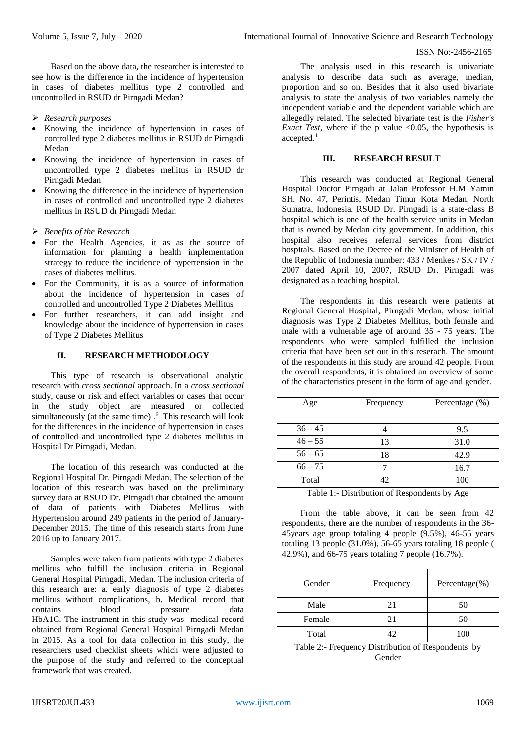Based on the above data, the researcher is interested to see how is the difference in the incidence of hypertension in cases of diabetes mellitus type 2 controlled and uncontrolled in RSUD dr Pirngadi Medan?

➢ *Research purposes*

- Knowing the incidence of hypertension in cases of controlled type 2 diabetes mellitus in RSUD dr Pirngadi Medan
- Knowing the incidence of hypertension in cases of uncontrolled type 2 diabetes mellitus in RSUD dr Pirngadi Medan
- Knowing the difference in the incidence of hypertension in cases of controlled and uncontrolled type 2 diabetes mellitus in RSUD dr Pirngadi Medan

➢ *Benefits of the Research*

- For the Health Agencies, it as as the source of information for planning a health implementation strategy to reduce the incidence of hypertension in the cases of diabetes mellitus.
- For the Community, it is as a source of information about the incidence of hypertension in cases of controlled and uncontrolled Type 2 Diabetes Mellitus
- For further researchers, it can add insight and knowledge about the incidence of hypertension in cases of Type 2 Diabetes Mellitus

## II. RESEARCH METHODOLOGY

This type of research is observational analytic research with *cross sectional* approach. In a *cross sectional* study, cause or risk and effect variables or cases that occur in the study object are measured or collected simultaneously (at the same time) .[6] This research will look for the differences in the incidence of hypertension in cases of controlled and uncontrolled type 2 diabetes mellitus in Hospital Dr Pirngadi, Medan.

The location of this research was conducted at the Regional Hospital Dr. Pirngadi Medan. The selection of the location of this research was based on the preliminary survey data at RSUD Dr. Pirngadi that obtained the amount of data of patients with Diabetes Mellitus with Hypertension around 249 patients in the period of January-December 2015. The time of this research starts from June 2016 up to January 2017.

Samples were taken from patients with type 2 diabetes mellitus who fulfill the inclusion criteria in Regional General Hospital Pirngadi, Medan. The inclusion criteria of this research are: a. early diagnosis of type 2 diabetes mellitus without complications, b. Medical record that contains blood pressure data HbA1C. The instrument in this study was medical record obtained from Regional General Hospital Pirngadi Medan in 2015. As a tool for data collection in this study, the researchers used checklist sheets which were adjusted to the purpose of the study and referred to the conceptual framework that was created.

The analysis used in this research is univariate analysis to describe data such as average, median, proportion and so on. Besides that it also used bivariate analysis to state the analysis of two variables namely the independent variable and the dependent variable which are allegedly related. The selected bivariate test is the *Fisher's Exact Test*, where if the p value $<0.05$, the hypothesis is accepted.[1]

## III. RESEARCH RESULT

This research was conducted at Regional General Hospital Doctor Pirngadi at Jalan Professor H.M Yamin SH. No. 47, Perintis, Medan Timur Kota Medan, North Sumatra, Indonesia. RSUD Dr. Pirngadi is a state-class B hospital which is one of the health service units in Medan that is owned by Medan city government. In addition, this hospital also receives referral services from district hospitals. Based on the Decree of the Minister of Health of the Republic of Indonesia number: 433 / Menkes / SK / IV / 2007 dated April 10, 2007, RSUD Dr. Pirngadi was designated as a teaching hospital.

The respondents in this research were patients at Regional General Hospital, Pirngadi Medan, whose initial diagnosis was Type 2 Diabetes Mellitus, both female and male with a vulnerable age of around 35 - 75 years. The respondents who were sampled fulfilled the inclusion criteria that have been set out in this reserach. The amount of the respondents in this study are around 42 people. From the overall respondents, it is obtained an overview of some of the characteristics present in the form of age and gender.

| Age | Frequency | Percentage (%) |
|---|---|---|
| 36 – 45 | 4 | 9.5 |
| 46 – 55 | 13 | 31.0 |
| 56 – 65 | 18 | 42.9 |
| 66 – 75 | 7 | 16.7 |
| Total | 42 | 100 |

Table 1:- Distribution of Respondents by Age

From the table above, it can be seen from 42 respondents, there are the number of respondents in the 36-45years age group totaling 4 people (9.5%), 46-55 years totaling 13 people (31.0%), 56-65 years totaling 18 people ( 42.9%), and 66-75 years totaling 7 people (16.7%).

| Gender | Frequency | Percentage(%) |
|---|---|---|
| Male | 21 | 50 |
| Female | 21 | 50 |
| Total | 42 | 100 |

Table 2:- Frequency Distribution of Respondents by Gender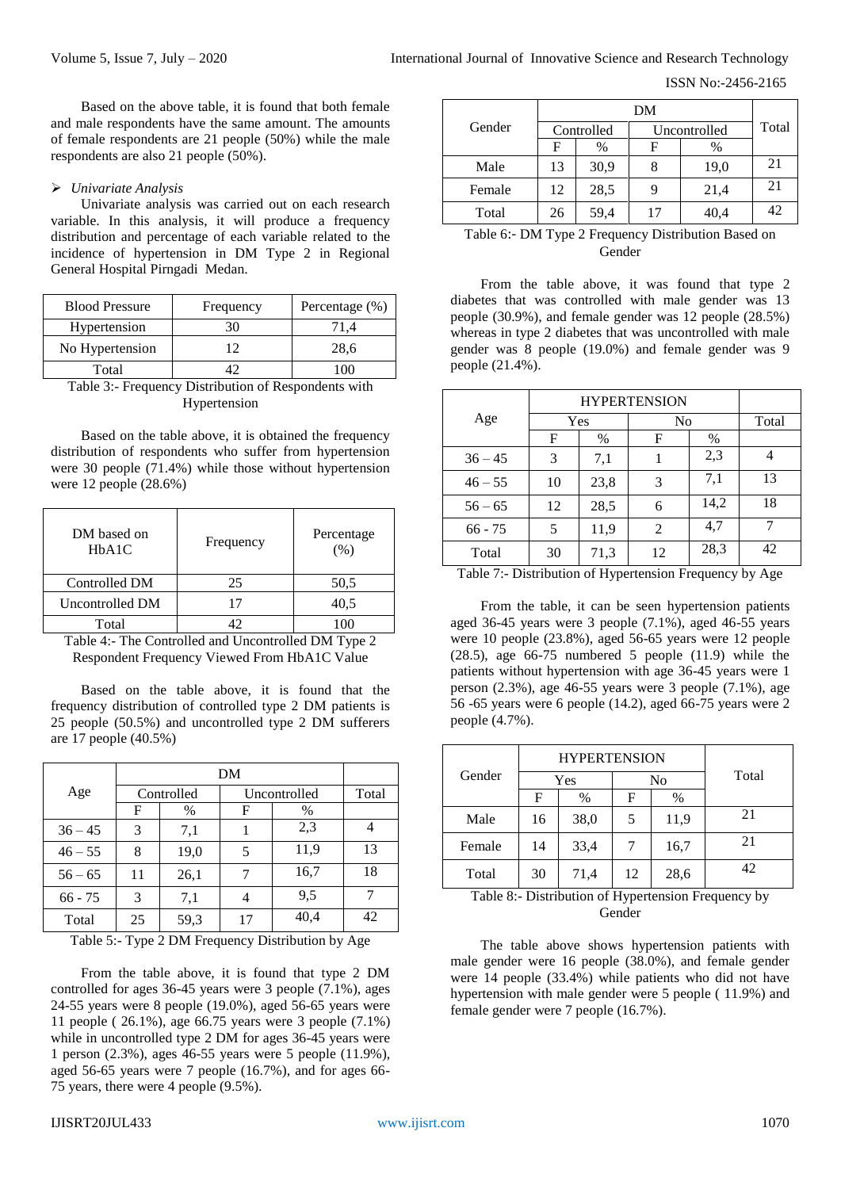Based on the above table, it is found that both female and male respondents have the same amount. The amounts of female respondents are 21 people (50%) while the male respondents are also 21 people (50%).

- *Univariate Analysis*

Univariate analysis was carried out on each research variable. In this analysis, it will produce a frequency distribution and percentage of each variable related to the incidence of hypertension in DM Type 2 in Regional General Hospital Pirngadi Medan.

| Blood Pressure | Frequency | Percentage (%) |
|---|---|---|
| Hypertension | 30 | 71,4 |
| No Hypertension | 12 | 28,6 |
| Total | 42 | 100 |

Table 3:- Frequency Distribution of Respondents with Hypertension

Based on the table above, it is obtained the frequency distribution of respondents who suffer from hypertension were 30 people (71.4%) while those without hypertension were 12 people (28.6%)

| DM based on HbA1C | Frequency | Percentage (%) |
|---|---|---|
| Controlled DM | 25 | 50,5 |
| Uncontrolled DM | 17 | 40,5 |
| Total | 42 | 100 |

Table 4:- The Controlled and Uncontrolled DM Type 2 Respondent Frequency Viewed From HbA1C Value

Based on the table above, it is found that the frequency distribution of controlled type 2 DM patients is 25 people (50.5%) and uncontrolled type 2 DM sufferers are 17 people (40.5%)

| Age | DM | | | | Total |
|---|---|---|---|---|---|
| | Controlled | | Uncontrolled | | |
| | F | % | F | % | |
| 36 – 45 | 3 | 7,1 | 1 | 2,3 | 4 |
| 46 – 55 | 8 | 19,0 | 5 | 11,9 | 13 |
| 56 – 65 | 11 | 26,1 | 7 | 16,7 | 18 |
| 66 - 75 | 3 | 7,1 | 4 | 9,5 | 7 |
| Total | 25 | 59,3 | 17 | 40,4 | 42 |

Table 5:- Type 2 DM Frequency Distribution by Age

From the table above, it is found that type 2 DM controlled for ages 36-45 years were 3 people (7.1%), ages 24-55 years were 8 people (19.0%), aged 56-65 years were 11 people ( 26.1%), age 66.75 years were 3 people (7.1%) while in uncontrolled type 2 DM for ages 36-45 years were 1 person (2.3%), ages 46-55 years were 5 people (11.9%), aged 56-65 years were 7 people (16.7%), and for ages 66-75 years, there were 4 people (9.5%).

| Gender | DM | | | | Total |
|---|---|---|---|---|---|
| | Controlled | | Uncontrolled | | |
| | F | % | F | % | |
| Male | 13 | 30,9 | 8 | 19,0 | 21 |
| Female | 12 | 28,5 | 9 | 21,4 | 21 |
| Total | 26 | 59,4 | 17 | 40,4 | 42 |

Table 6:- DM Type 2 Frequency Distribution Based on Gender

From the table above, it was found that type 2 diabetes that was controlled with male gender was 13 people (30.9%), and female gender was 12 people (28.5%) whereas in type 2 diabetes that was uncontrolled with male gender was 8 people (19.0%) and female gender was 9 people (21.4%).

| Age | HYPERTENSION | | | | Total |
|---|---|---|---|---|---|
| | Yes | | No | | |
| | F | % | F | % | |
| 36 – 45 | 3 | 7,1 | 1 | 2,3 | 4 |
| 46 – 55 | 10 | 23,8 | 3 | 7,1 | 13 |
| 56 – 65 | 12 | 28,5 | 6 | 14,2 | 18 |
| 66 - 75 | 5 | 11,9 | 2 | 4,7 | 7 |
| Total | 30 | 71,3 | 12 | 28,3 | 42 |

Table 7:- Distribution of Hypertension Frequency by Age

From the table, it can be seen hypertension patients aged 36-45 years were 3 people (7.1%), aged 46-55 years were 10 people (23.8%), aged 56-65 years were 12 people (28.5), age 66-75 numbered 5 people (11.9) while the patients without hypertension with age 36-45 years were 1 person (2.3%), age 46-55 years were 3 people (7.1%), age 56 -65 years were 6 people (14.2), aged 66-75 years were 2 people (4.7%).

| Gender | HYPERTENSION | | | | Total |
|---|---|---|---|---|---|
| | Yes | | No | | |
| | F | % | F | % | |
| Male | 16 | 38,0 | 5 | 11,9 | 21 |
| Female | 14 | 33,4 | 7 | 16,7 | 21 |
| Total | 30 | 71,4 | 12 | 28,6 | 42 |

Table 8:- Distribution of Hypertension Frequency by Gender

The table above shows hypertension patients with male gender were 16 people (38.0%), and female gender were 14 people (33.4%) while patients who did not have hypertension with male gender were 5 people ( 11.9%) and female gender were 7 people (16.7%).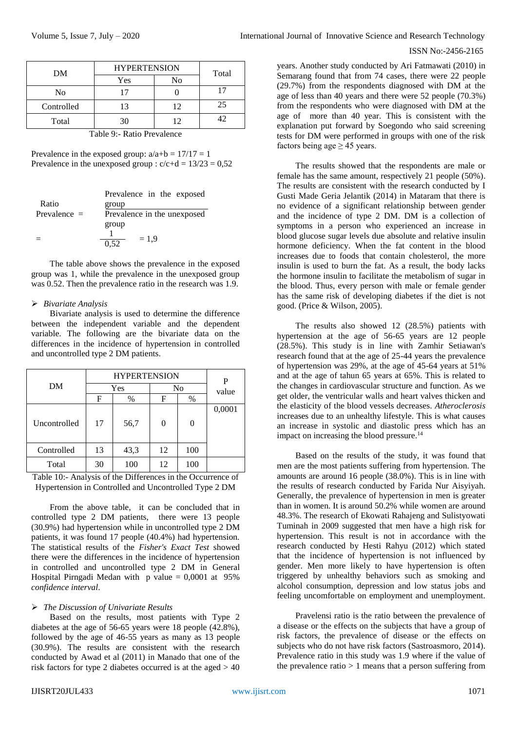| DM | HYPERTENSION | | Total |
|---|---|---|---|
| | Yes | No | |
| No | 17 | 0 | 17 |
| Controlled | 13 | 12 | 25 |
| Total | 30 | 12 | 42 |

Table 9:- Ratio Prevalence

Prevalence in the exposed group: a/a+b = 17/17 = 1
Prevalence in the unexposed group : c/c+d = 13/23 = 0,52

$$\text{Ratio Prevalence} = \frac{\text{Prevalence in the exposed group}}{\text{Prevalence in the unexposed group}}$$

$$= \frac{1}{0{,}52} = 1{,}9$$

The table above shows the prevalence in the exposed group was 1, while the prevalence in the unexposed group was 0.52. Then the prevalence ratio in the research was 1.9.

➢ *Bivariate Analysis*

Bivariate analysis is used to determine the difference between the independent variable and the dependent variable. The following are the bivariate data on the differences in the incidence of hypertension in controlled and uncontrolled type 2 DM patients.

| DM | HYPERTENSION | | | | P value |
|---|---|---|---|---|---|
| | Yes | | No | | |
| | F | % | F | % | |
| Uncontrolled | 17 | 56,7 | 0 | 0 | 0,0001 |
| Controlled | 13 | 43,3 | 12 | 100 | |
| Total | 30 | 100 | 12 | 100 | |

Table 10:- Analysis of the Differences in the Occurrence of Hypertension in Controlled and Uncontrolled Type 2 DM

From the above table, it can be concluded that in controlled type 2 DM patients, there were 13 people (30.9%) had hypertension while in uncontrolled type 2 DM patients, it was found 17 people (40.4%) had hypertension. The statistical results of the *Fisher's Exact Test* showed there were the differences in the incidence of hypertension in controlled and uncontrolled type 2 DM in General Hospital Pirngadi Medan with p value = 0,0001 at 95% *confidence interval*.

➢ *The Discussion of Univariate Results*

Based on the results, most patients with Type 2 diabetes at the age of 56-65 years were 18 people (42.8%), followed by the age of 46-55 years as many as 13 people (30.9%). The results are consistent with the research conducted by Awad et al (2011) in Manado that one of the risk factors for type 2 diabetes occurred is at the aged > 40 years. Another study conducted by Ari Fatmawati (2010) in Semarang found that from 74 cases, there were 22 people (29.7%) from the respondents diagnosed with DM at the age of less than 40 years and there were 52 people (70.3%) from the respondents who were diagnosed with DM at the age of more than 40 year. This is consistent with the explanation put forward by Soegondo who said screening tests for DM were performed in groups with one of the risk factors being age ≥ 45 years.

The results showed that the respondents are male or female has the same amount, respectively 21 people (50%). The results are consistent with the research conducted by I Gusti Made Geria Jelantik (2014) in Mataram that there is no evidence of a significant relationship between gender and the incidence of type 2 DM. DM is a collection of symptoms in a person who experienced an increase in blood glucose sugar levels due absolute and relative insulin hormone deficiency. When the fat content in the blood increases due to foods that contain cholesterol, the more insulin is used to burn the fat. As a result, the body lacks the hormone insulin to facilitate the metabolism of sugar in the blood. Thus, every person with male or female gender has the same risk of developing diabetes if the diet is not good. (Price & Wilson, 2005).

The results also showed 12 (28.5%) patients with hypertension at the age of 56-65 years are 12 people (28.5%). This study is in line with Zamhir Setiawan's research found that at the age of 25-44 years the prevalence of hypertension was 29%, at the age of 45-64 years at 51% and at the age of tahun 65 years at 65%. This is related to the changes in cardiovascular structure and function. As we get older, the ventricular walls and heart valves thicken and the elasticity of the blood vessels decreases. *Atherosclerosis* increases due to an unhealthy lifestyle. This is what causes an increase in systolic and diastolic press which has an impact on increasing the blood pressure.[14]

Based on the results of the study, it was found that men are the most patients suffering from hypertension. The amounts are around 16 people (38.0%). This is in line with the results of research conducted by Farida Nur Aisyiyah. Generally, the prevalence of hypertension in men is greater than in women. It is around 50.2% while women are around 48.3%. The research of Ekowati Rahajeng and Sulistyowati Tuminah in 2009 suggested that men have a high risk for hypertension. This result is not in accordance with the research conducted by Hesti Rahyu (2012) which stated that the incidence of hypertension is not influenced by gender. Men more likely to have hypertension is often triggered by unhealthy behaviors such as smoking and alcohol consumption, depression and low status jobs and feeling uncomfortable on employment and unemployment.

Pravelensi ratio is the ratio between the prevalence of a disease or the effects on the subjects that have a group of risk factors, the prevalence of disease or the effects on subjects who do not have risk factors (Sastroasmoro, 2014). Prevalence ratio in this study was 1.9 where if the value of the prevalence ratio > 1 means that a person suffering from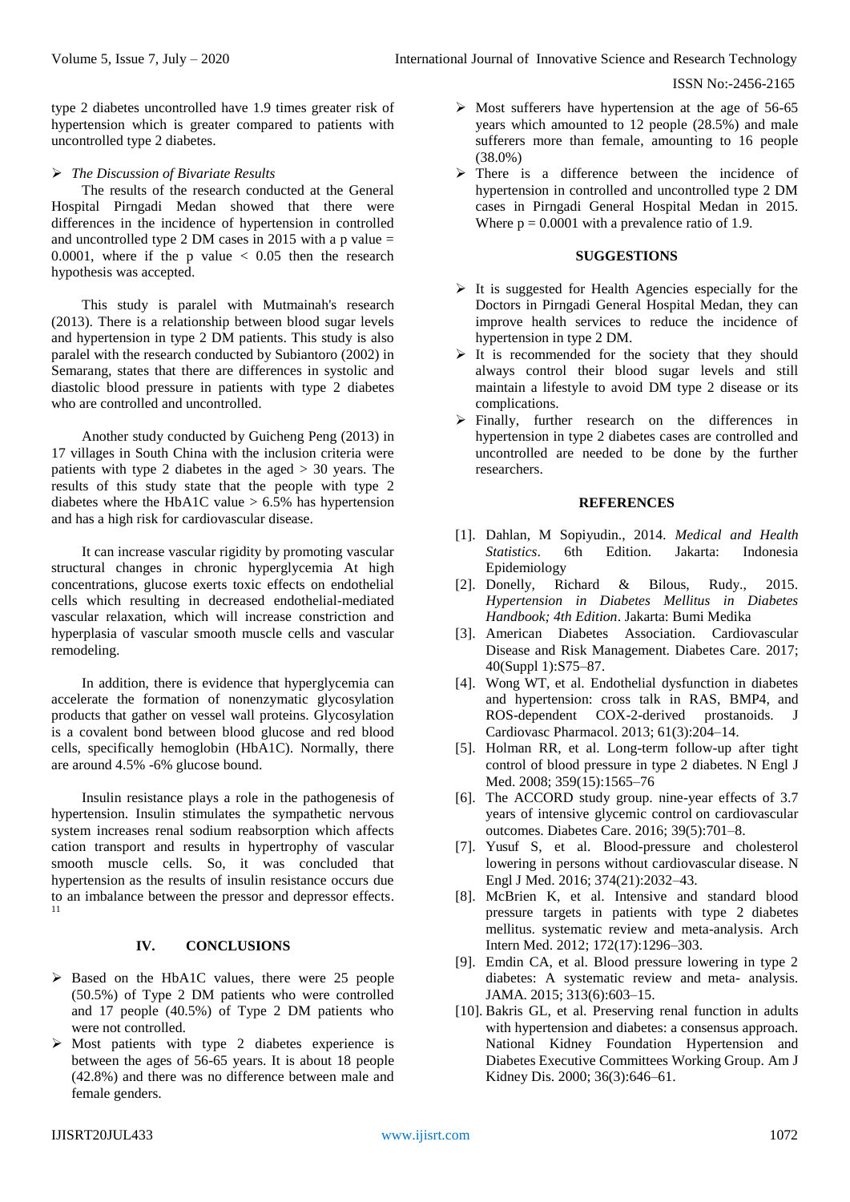type 2 diabetes uncontrolled have 1.9 times greater risk of hypertension which is greater compared to patients with uncontrolled type 2 diabetes.

- *The Discussion of Bivariate Results*

The results of the research conducted at the General Hospital Pirngadi Medan showed that there were differences in the incidence of hypertension in controlled and uncontrolled type 2 DM cases in 2015 with a p value = 0.0001, where if the p value < 0.05 then the research hypothesis was accepted.

This study is paralel with Mutmainah's research (2013). There is a relationship between blood sugar levels and hypertension in type 2 DM patients. This study is also paralel with the research conducted by Subiantoro (2002) in Semarang, states that there are differences in systolic and diastolic blood pressure in patients with type 2 diabetes who are controlled and uncontrolled.

Another study conducted by Guicheng Peng (2013) in 17 villages in South China with the inclusion criteria were patients with type 2 diabetes in the aged > 30 years. The results of this study state that the people with type 2 diabetes where the HbA1C value > 6.5% has hypertension and has a high risk for cardiovascular disease.

It can increase vascular rigidity by promoting vascular structural changes in chronic hyperglycemia At high concentrations, glucose exerts toxic effects on endothelial cells which resulting in decreased endothelial-mediated vascular relaxation, which will increase constriction and hyperplasia of vascular smooth muscle cells and vascular remodeling.

In addition, there is evidence that hyperglycemia can accelerate the formation of nonenzymatic glycosylation products that gather on vessel wall proteins. Glycosylation is a covalent bond between blood glucose and red blood cells, specifically hemoglobin (HbA1C). Normally, there are around 4.5% -6% glucose bound.

Insulin resistance plays a role in the pathogenesis of hypertension. Insulin stimulates the sympathetic nervous system increases renal sodium reabsorption which affects cation transport and results in hypertrophy of vascular smooth muscle cells. So, it was concluded that hypertension as the results of insulin resistance occurs due to an imbalance between the pressor and depressor effects.[11]

## IV. CONCLUSIONS

- Based on the HbA1C values, there were 25 people (50.5%) of Type 2 DM patients who were controlled and 17 people (40.5%) of Type 2 DM patients who were not controlled.
- Most patients with type 2 diabetes experience is between the ages of 56-65 years. It is about 18 people (42.8%) and there was no difference between male and female genders.
- Most sufferers have hypertension at the age of 56-65 years which amounted to 12 people (28.5%) and male sufferers more than female, amounting to 16 people (38.0%)
- There is a difference between the incidence of hypertension in controlled and uncontrolled type 2 DM cases in Pirngadi General Hospital Medan in 2015. Where p = 0.0001 with a prevalence ratio of 1.9.

## SUGGESTIONS

- It is suggested for Health Agencies especially for the Doctors in Pirngadi General Hospital Medan, they can improve health services to reduce the incidence of hypertension in type 2 DM.
- It is recommended for the society that they should always control their blood sugar levels and still maintain a lifestyle to avoid DM type 2 disease or its complications.
- Finally, further research on the differences in hypertension in type 2 diabetes cases are controlled and uncontrolled are needed to be done by the further researchers.

## REFERENCES

[1]. Dahlan, M Sopiyudin., 2014. *Medical and Health Statistics*. 6th Edition. Jakarta: Indonesia Epidemiology

[2]. Donelly, Richard & Bilous, Rudy., 2015. *Hypertension in Diabetes Mellitus in Diabetes Handbook; 4th Edition*. Jakarta: Bumi Medika

[3]. American Diabetes Association. Cardiovascular Disease and Risk Management. Diabetes Care. 2017; 40(Suppl 1):S75–87.

[4]. Wong WT, et al. Endothelial dysfunction in diabetes and hypertension: cross talk in RAS, BMP4, and ROS-dependent COX-2-derived prostanoids. J Cardiovasc Pharmacol. 2013; 61(3):204–14.

[5]. Holman RR, et al. Long-term follow-up after tight control of blood pressure in type 2 diabetes. N Engl J Med. 2008; 359(15):1565–76

[6]. The ACCORD study group. nine-year effects of 3.7 years of intensive glycemic control on cardiovascular outcomes. Diabetes Care. 2016; 39(5):701–8.

[7]. Yusuf S, et al. Blood-pressure and cholesterol lowering in persons without cardiovascular disease. N Engl J Med. 2016; 374(21):2032–43.

[8]. McBrien K, et al. Intensive and standard blood pressure targets in patients with type 2 diabetes mellitus. systematic review and meta-analysis. Arch Intern Med. 2012; 172(17):1296–303.

[9]. Emdin CA, et al. Blood pressure lowering in type 2 diabetes: A systematic review and meta- analysis. JAMA. 2015; 313(6):603–15.

[10]. Bakris GL, et al. Preserving renal function in adults with hypertension and diabetes: a consensus approach. National Kidney Foundation Hypertension and Diabetes Executive Committees Working Group. Am J Kidney Dis. 2000; 36(3):646–61.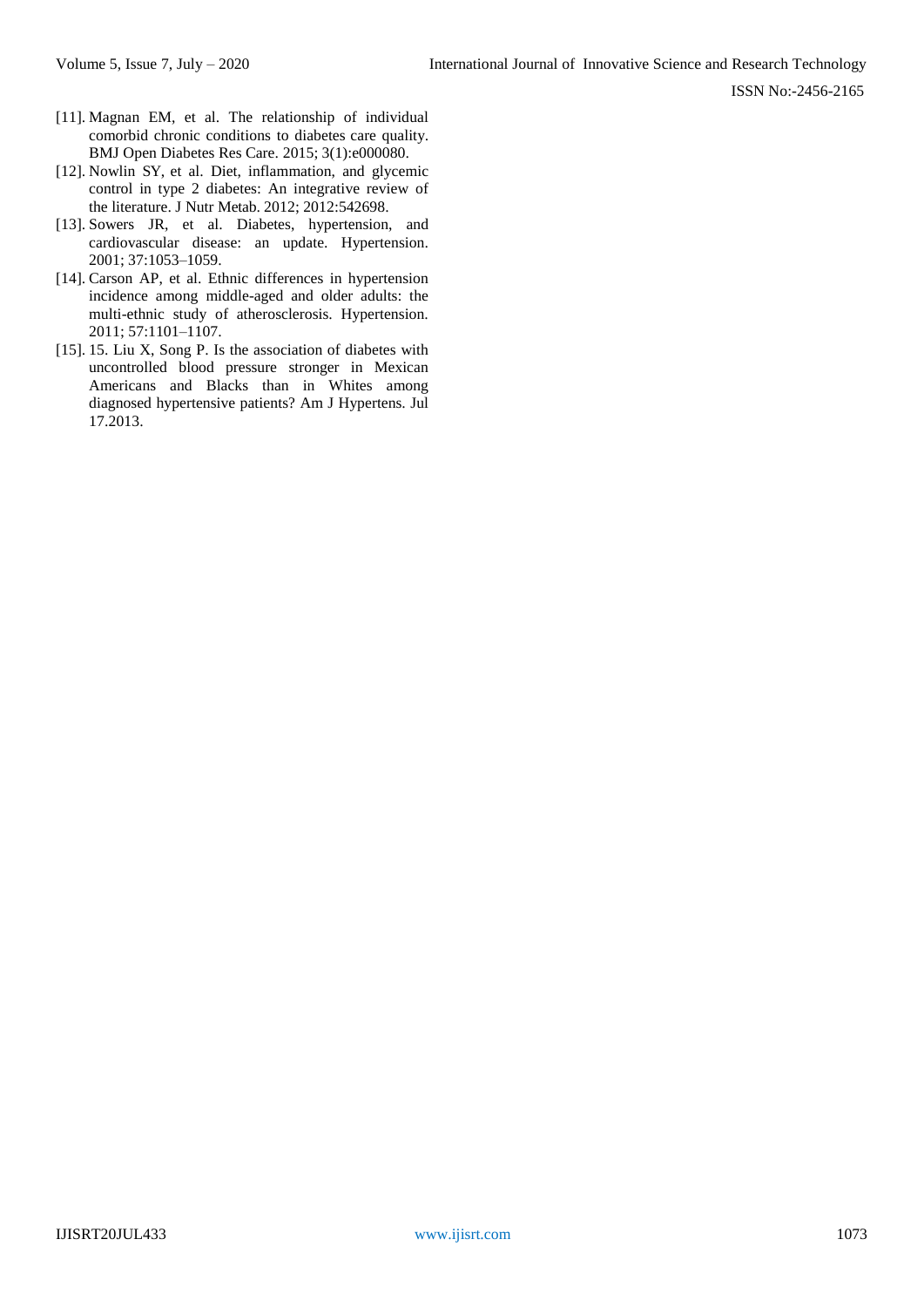[11]. Magnan EM, et al. The relationship of individual comorbid chronic conditions to diabetes care quality. BMJ Open Diabetes Res Care. 2015; 3(1):e000080.

[12]. Nowlin SY, et al. Diet, inflammation, and glycemic control in type 2 diabetes: An integrative review of the literature. J Nutr Metab. 2012; 2012:542698.

[13]. Sowers JR, et al. Diabetes, hypertension, and cardiovascular disease: an update. Hypertension. 2001; 37:1053–1059.

[14]. Carson AP, et al. Ethnic differences in hypertension incidence among middle-aged and older adults: the multi-ethnic study of atherosclerosis. Hypertension. 2011; 57:1101–1107.

[15]. 15. Liu X, Song P. Is the association of diabetes with uncontrolled blood pressure stronger in Mexican Americans and Blacks than in Whites among diagnosed hypertensive patients? Am J Hypertens. Jul 17.2013.